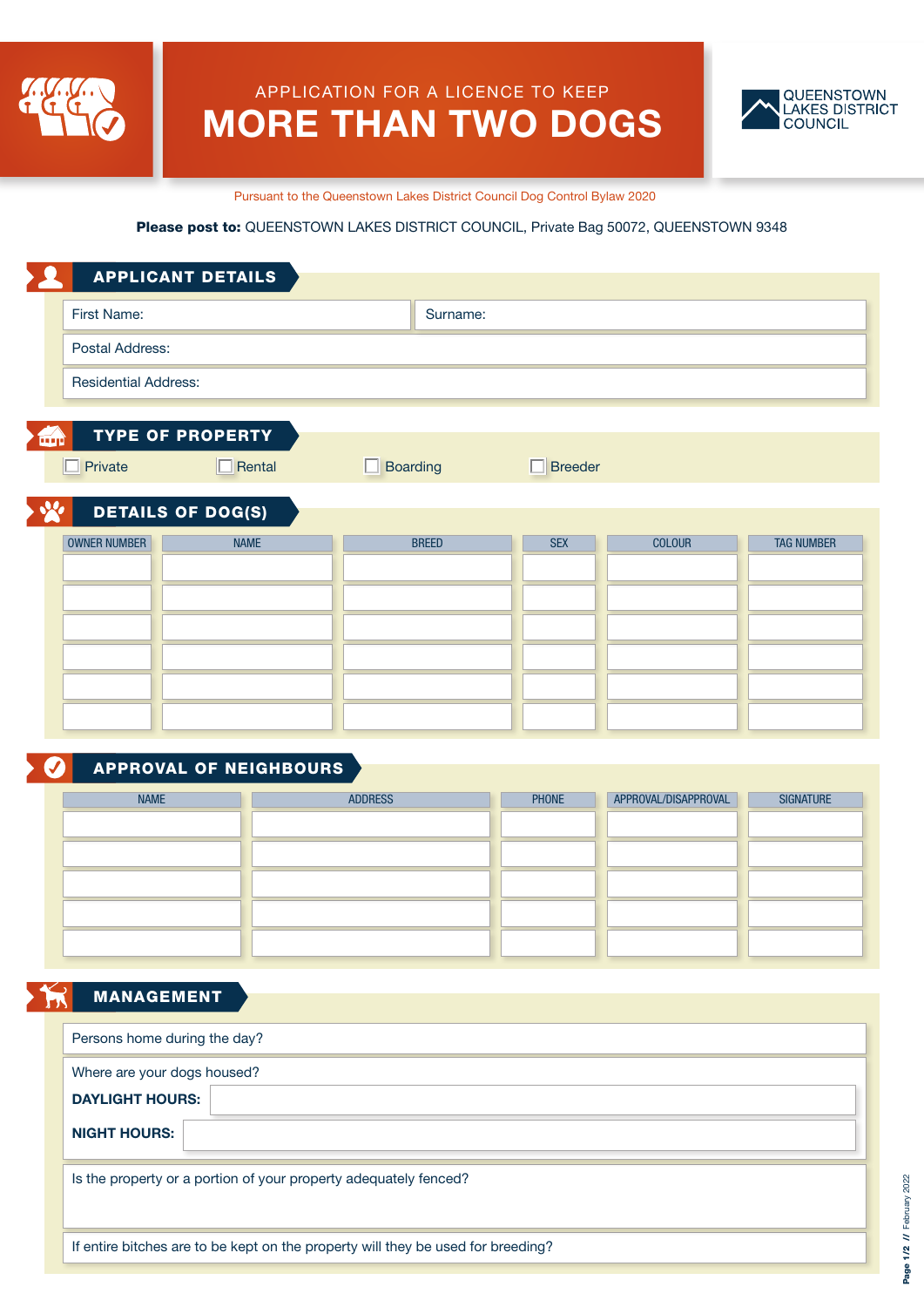APPLICATION FOR A LICENCE TO KEEP

# MORE THAN TWO DOGS

QUEENSTOWN LAKES DISTRICT COUNCIL

Pursuant to the Queenstown Lakes District Council Dog Control Bylaw 2020

**Please post to:** QUEENSTOWN LAKES DISTRICT COUNCIL, Private Bag 50072, QUEENSTOWN 9348

## APPLICANT DETAILS

First Name:

Surname:

Postal Address:

Residential Address:

## TYPE OF PROPERTY

☐ Private ☐ Rental ☐ Boarding ☐ Breeder

## DETAILS OF DOG(S)

| OWNER NUMBER | NAME | BREED | SEX | COLOUR | TAG NUMBER |
|---|---|---|---|---|---|
| | | | | | |
| | | | | | |
| | | | | | |
| | | | | | |
| | | | | | |
| | | | | | |

## APPROVAL OF NEIGHBOURS

| NAME | ADDRESS | PHONE | APPROVAL/DISAPPROVAL | SIGNATURE |
|---|---|---|---|---|
| | | | | |
| | | | | |
| | | | | |
| | | | | |
| | | | | |

## MANAGEMENT

Persons home during the day?

Where are your dogs housed?

**DAYLIGHT HOURS:**

**NIGHT HOURS:**

Is the property or a portion of your property adequately fenced?

If entire bitches are to be kept on the property will they be used for breeding?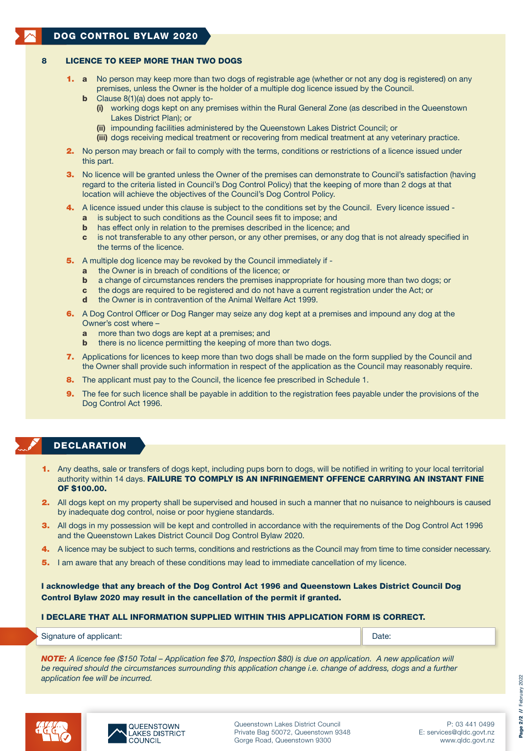## DOG CONTROL BYLAW 2020

### 8 LICENCE TO KEEP MORE THAN TWO DOGS

1. a No person may keep more than two dogs of registrable age (whether or not any dog is registered) on any premises, unless the Owner is the holder of a multiple dog licence issued by the Council.
   b Clause 8(1)(a) does not apply to-
      (i) working dogs kept on any premises within the Rural General Zone (as described in the Queenstown Lakes District Plan); or
      (ii) impounding facilities administered by the Queenstown Lakes District Council; or
      (iii) dogs receiving medical treatment or recovering from medical treatment at any veterinary practice.
2. No person may breach or fail to comply with the terms, conditions or restrictions of a licence issued under this part.
3. No licence will be granted unless the Owner of the premises can demonstrate to Council's satisfaction (having regard to the criteria listed in Council's Dog Control Policy) that the keeping of more than 2 dogs at that location will achieve the objectives of the Council's Dog Control Policy.
4. A licence issued under this clause is subject to the conditions set by the Council. Every licence issued -
   a is subject to such conditions as the Council sees fit to impose; and
   b has effect only in relation to the premises described in the licence; and
   c is not transferable to any other person, or any other premises, or any dog that is not already specified in the terms of the licence.
5. A multiple dog licence may be revoked by the Council immediately if -
   a the Owner is in breach of conditions of the licence; or
   b a change of circumstances renders the premises inappropriate for housing more than two dogs; or
   c the dogs are required to be registered and do not have a current registration under the Act; or
   d the Owner is in contravention of the Animal Welfare Act 1999.
6. A Dog Control Officer or Dog Ranger may seize any dog kept at a premises and impound any dog at the Owner's cost where –
   a more than two dogs are kept at a premises; and
   b there is no licence permitting the keeping of more than two dogs.
7. Applications for licences to keep more than two dogs shall be made on the form supplied by the Council and the Owner shall provide such information in respect of the application as the Council may reasonably require.
8. The applicant must pay to the Council, the licence fee prescribed in Schedule 1.
9. The fee for such licence shall be payable in addition to the registration fees payable under the provisions of the Dog Control Act 1996.

## DECLARATION

1. Any deaths, sale or transfers of dogs kept, including pups born to dogs, will be notified in writing to your local territorial authority within 14 days. **FAILURE TO COMPLY IS AN INFRINGEMENT OFFENCE CARRYING AN INSTANT FINE OF $100.00.**
2. All dogs kept on my property shall be supervised and housed in such a manner that no nuisance to neighbours is caused by inadequate dog control, noise or poor hygiene standards.
3. All dogs in my possession will be kept and controlled in accordance with the requirements of the Dog Control Act 1996 and the Queenstown Lakes District Council Dog Control Bylaw 2020.
4. A licence may be subject to such terms, conditions and restrictions as the Council may from time to time consider necessary.
5. I am aware that any breach of these conditions may lead to immediate cancellation of my licence.

**I acknowledge that any breach of the Dog Control Act 1996 and Queenstown Lakes District Council Dog Control Bylaw 2020 may result in the cancellation of the permit if granted.**

**I DECLARE THAT ALL INFORMATION SUPPLIED WITHIN THIS APPLICATION FORM IS CORRECT.**

| | |
|---|---|
| Signature of applicant: | Date: |

***NOTE:*** *A licence fee ($150 Total – Application fee $70, Inspection $80) is due on application. A new application will be required should the circumstances surrounding this application change i.e. change of address, dogs and a further application fee will be incurred.*

QUEENSTOWN LAKES DISTRICT COUNCIL

Queenstown Lakes District Council
Private Bag 50072, Queenstown 9348
Gorge Road, Queenstown 9300

P: 03 441 0499
E: services@qldc.govt.nz
www.qldc.govt.nz